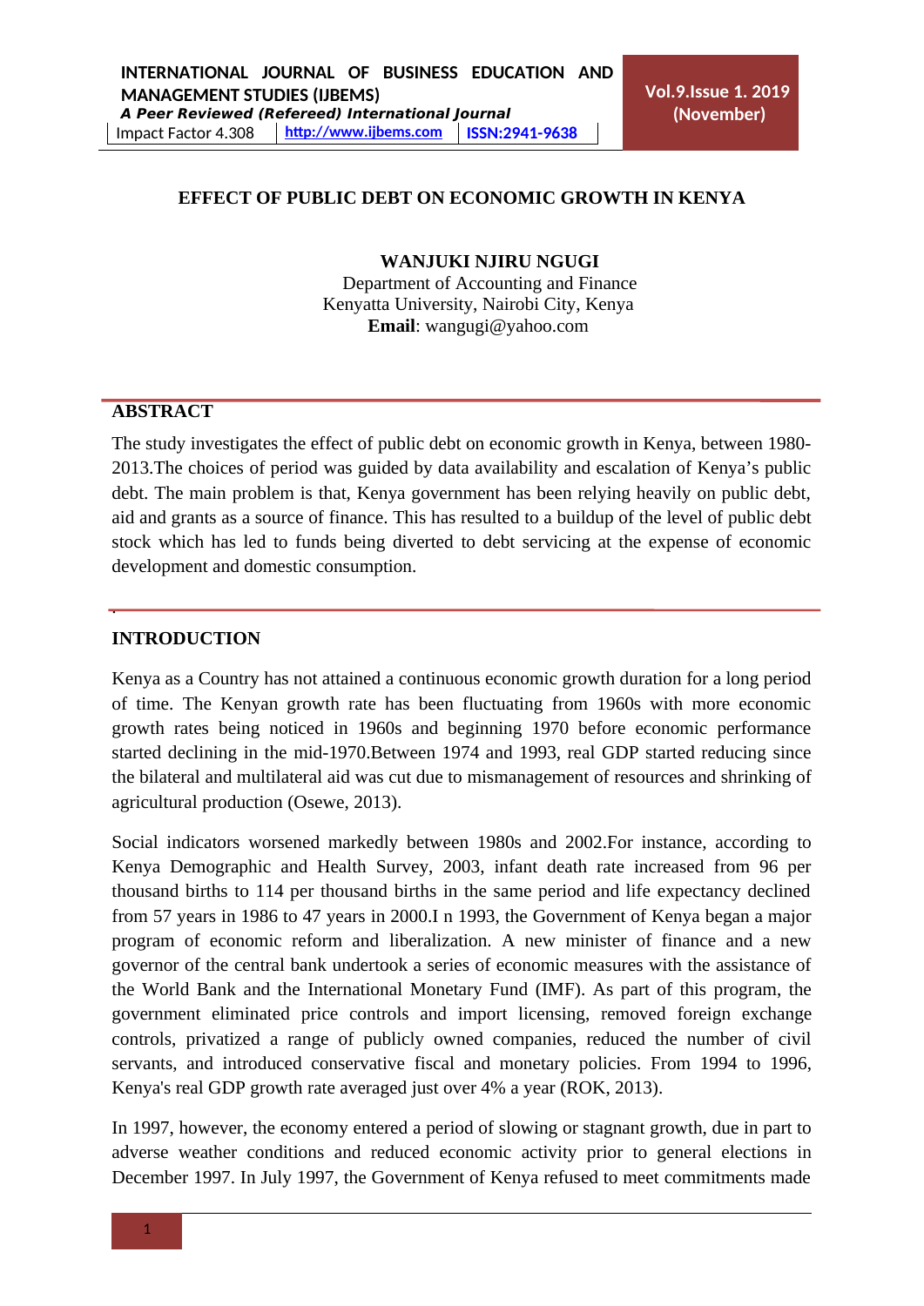# EFFECT OF PUBLIC DEBT ON ECONOMIC GROWTH IN KENYA

**WANJUKI NJIRU NGUGI**
Department of Accounting and Finance
Kenyatta University, Nairobi City, Kenya
**Email**: wangugi@yahoo.com

## ABSTRACT

The study investigates the effect of public debt on economic growth in Kenya, between 1980-2013.The choices of period was guided by data availability and escalation of Kenya's public debt. The main problem is that, Kenya government has been relying heavily on public debt, aid and grants as a source of finance. This has resulted to a buildup of the level of public debt stock which has led to funds being diverted to debt servicing at the expense of economic development and domestic consumption.

## INTRODUCTION

Kenya as a Country has not attained a continuous economic growth duration for a long period of time. The Kenyan growth rate has been fluctuating from 1960s with more economic growth rates being noticed in 1960s and beginning 1970 before economic performance started declining in the mid-1970.Between 1974 and 1993, real GDP started reducing since the bilateral and multilateral aid was cut due to mismanagement of resources and shrinking of agricultural production (Osewe, 2013).

Social indicators worsened markedly between 1980s and 2002.For instance, according to Kenya Demographic and Health Survey, 2003, infant death rate increased from 96 per thousand births to 114 per thousand births in the same period and life expectancy declined from 57 years in 1986 to 47 years in 2000.I n 1993, the Government of Kenya began a major program of economic reform and liberalization. A new minister of finance and a new governor of the central bank undertook a series of economic measures with the assistance of the World Bank and the International Monetary Fund (IMF). As part of this program, the government eliminated price controls and import licensing, removed foreign exchange controls, privatized a range of publicly owned companies, reduced the number of civil servants, and introduced conservative fiscal and monetary policies. From 1994 to 1996, Kenya's real GDP growth rate averaged just over 4% a year (ROK, 2013).

In 1997, however, the economy entered a period of slowing or stagnant growth, due in part to adverse weather conditions and reduced economic activity prior to general elections in December 1997. In July 1997, the Government of Kenya refused to meet commitments made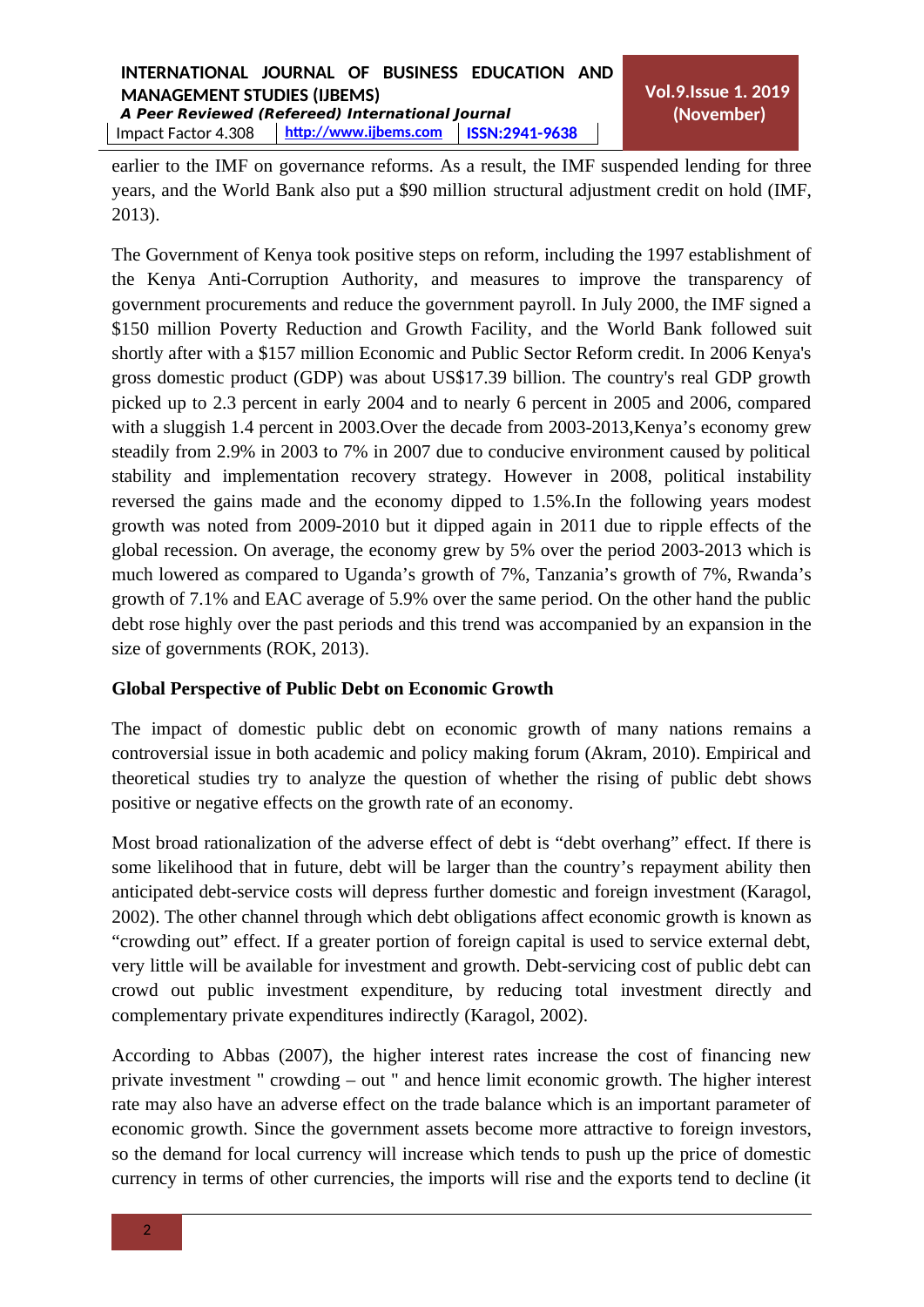earlier to the IMF on governance reforms. As a result, the IMF suspended lending for three years, and the World Bank also put a $90 million structural adjustment credit on hold (IMF, 2013).

The Government of Kenya took positive steps on reform, including the 1997 establishment of the Kenya Anti-Corruption Authority, and measures to improve the transparency of government procurements and reduce the government payroll. In July 2000, the IMF signed a $150 million Poverty Reduction and Growth Facility, and the World Bank followed suit shortly after with a $157 million Economic and Public Sector Reform credit. In 2006 Kenya's gross domestic product (GDP) was about US$17.39 billion. The country's real GDP growth picked up to 2.3 percent in early 2004 and to nearly 6 percent in 2005 and 2006, compared with a sluggish 1.4 percent in 2003.Over the decade from 2003-2013,Kenya's economy grew steadily from 2.9% in 2003 to 7% in 2007 due to conducive environment caused by political stability and implementation recovery strategy. However in 2008, political instability reversed the gains made and the economy dipped to 1.5%.In the following years modest growth was noted from 2009-2010 but it dipped again in 2011 due to ripple effects of the global recession. On average, the economy grew by 5% over the period 2003-2013 which is much lowered as compared to Uganda's growth of 7%, Tanzania's growth of 7%, Rwanda's growth of 7.1% and EAC average of 5.9% over the same period. On the other hand the public debt rose highly over the past periods and this trend was accompanied by an expansion in the size of governments (ROK, 2013).

**Global Perspective of Public Debt on Economic Growth**

The impact of domestic public debt on economic growth of many nations remains a controversial issue in both academic and policy making forum (Akram, 2010). Empirical and theoretical studies try to analyze the question of whether the rising of public debt shows positive or negative effects on the growth rate of an economy.

Most broad rationalization of the adverse effect of debt is "debt overhang" effect. If there is some likelihood that in future, debt will be larger than the country's repayment ability then anticipated debt-service costs will depress further domestic and foreign investment (Karagol, 2002). The other channel through which debt obligations affect economic growth is known as "crowding out" effect. If a greater portion of foreign capital is used to service external debt, very little will be available for investment and growth. Debt-servicing cost of public debt can crowd out public investment expenditure, by reducing total investment directly and complementary private expenditures indirectly (Karagol, 2002).

According to Abbas (2007), the higher interest rates increase the cost of financing new private investment " crowding – out " and hence limit economic growth. The higher interest rate may also have an adverse effect on the trade balance which is an important parameter of economic growth. Since the government assets become more attractive to foreign investors, so the demand for local currency will increase which tends to push up the price of domestic currency in terms of other currencies, the imports will rise and the exports tend to decline (it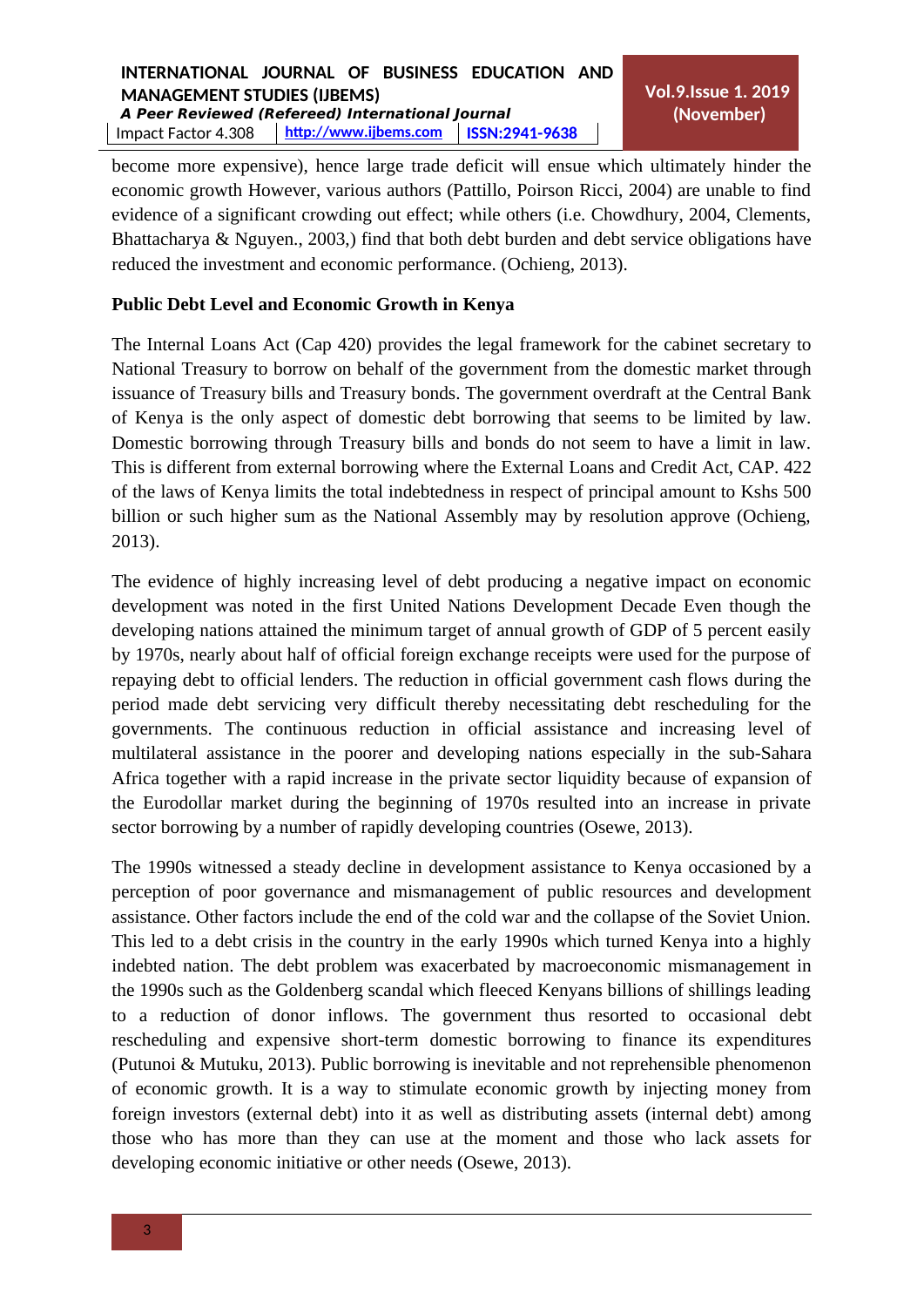become more expensive), hence large trade deficit will ensue which ultimately hinder the economic growth However, various authors (Pattillo, Poirson Ricci, 2004) are unable to find evidence of a significant crowding out effect; while others (i.e. Chowdhury, 2004, Clements, Bhattacharya & Nguyen., 2003,) find that both debt burden and debt service obligations have reduced the investment and economic performance. (Ochieng, 2013).

**Public Debt Level and Economic Growth in Kenya**

The Internal Loans Act (Cap 420) provides the legal framework for the cabinet secretary to National Treasury to borrow on behalf of the government from the domestic market through issuance of Treasury bills and Treasury bonds. The government overdraft at the Central Bank of Kenya is the only aspect of domestic debt borrowing that seems to be limited by law. Domestic borrowing through Treasury bills and bonds do not seem to have a limit in law. This is different from external borrowing where the External Loans and Credit Act, CAP. 422 of the laws of Kenya limits the total indebtedness in respect of principal amount to Kshs 500 billion or such higher sum as the National Assembly may by resolution approve (Ochieng, 2013).

The evidence of highly increasing level of debt producing a negative impact on economic development was noted in the first United Nations Development Decade Even though the developing nations attained the minimum target of annual growth of GDP of 5 percent easily by 1970s, nearly about half of official foreign exchange receipts were used for the purpose of repaying debt to official lenders. The reduction in official government cash flows during the period made debt servicing very difficult thereby necessitating debt rescheduling for the governments. The continuous reduction in official assistance and increasing level of multilateral assistance in the poorer and developing nations especially in the sub-Sahara Africa together with a rapid increase in the private sector liquidity because of expansion of the Eurodollar market during the beginning of 1970s resulted into an increase in private sector borrowing by a number of rapidly developing countries (Osewe, 2013).

The 1990s witnessed a steady decline in development assistance to Kenya occasioned by a perception of poor governance and mismanagement of public resources and development assistance. Other factors include the end of the cold war and the collapse of the Soviet Union. This led to a debt crisis in the country in the early 1990s which turned Kenya into a highly indebted nation. The debt problem was exacerbated by macroeconomic mismanagement in the 1990s such as the Goldenberg scandal which fleeced Kenyans billions of shillings leading to a reduction of donor inflows. The government thus resorted to occasional debt rescheduling and expensive short-term domestic borrowing to finance its expenditures (Putunoi & Mutuku, 2013). Public borrowing is inevitable and not reprehensible phenomenon of economic growth. It is a way to stimulate economic growth by injecting money from foreign investors (external debt) into it as well as distributing assets (internal debt) among those who has more than they can use at the moment and those who lack assets for developing economic initiative or other needs (Osewe, 2013).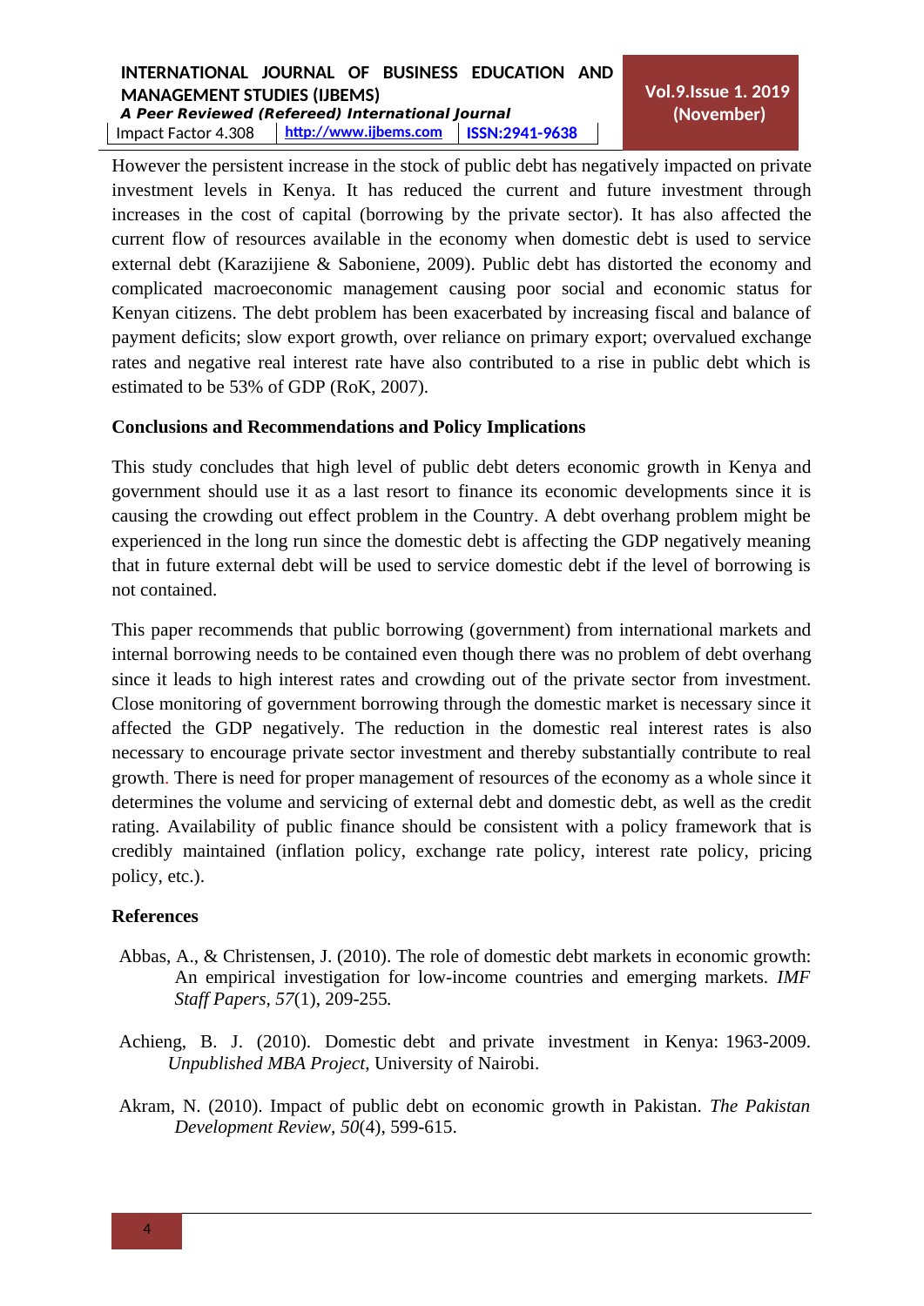However the persistent increase in the stock of public debt has negatively impacted on private investment levels in Kenya. It has reduced the current and future investment through increases in the cost of capital (borrowing by the private sector). It has also affected the current flow of resources available in the economy when domestic debt is used to service external debt (Karazijiene & Saboniene, 2009). Public debt has distorted the economy and complicated macroeconomic management causing poor social and economic status for Kenyan citizens. The debt problem has been exacerbated by increasing fiscal and balance of payment deficits; slow export growth, over reliance on primary export; overvalued exchange rates and negative real interest rate have also contributed to a rise in public debt which is estimated to be 53% of GDP (RoK, 2007).

## Conclusions and Recommendations and Policy Implications

This study concludes that high level of public debt deters economic growth in Kenya and government should use it as a last resort to finance its economic developments since it is causing the crowding out effect problem in the Country. A debt overhang problem might be experienced in the long run since the domestic debt is affecting the GDP negatively meaning that in future external debt will be used to service domestic debt if the level of borrowing is not contained.

This paper recommends that public borrowing (government) from international markets and internal borrowing needs to be contained even though there was no problem of debt overhang since it leads to high interest rates and crowding out of the private sector from investment. Close monitoring of government borrowing through the domestic market is necessary since it affected the GDP negatively. The reduction in the domestic real interest rates is also necessary to encourage private sector investment and thereby substantially contribute to real growth. There is need for proper management of resources of the economy as a whole since it determines the volume and servicing of external debt and domestic debt, as well as the credit rating. Availability of public finance should be consistent with a policy framework that is credibly maintained (inflation policy, exchange rate policy, interest rate policy, pricing policy, etc.).

## References

Abbas, A., & Christensen, J. (2010). The role of domestic debt markets in economic growth: An empirical investigation for low-income countries and emerging markets. *IMF Staff Papers*, *57*(1), 209-255.

Achieng, B. J. (2010). Domestic debt and private investment in Kenya: 1963-2009. *Unpublished MBA Project*, University of Nairobi.

Akram, N. (2010). Impact of public debt on economic growth in Pakistan. *The Pakistan Development Review*, *50*(4), 599-615.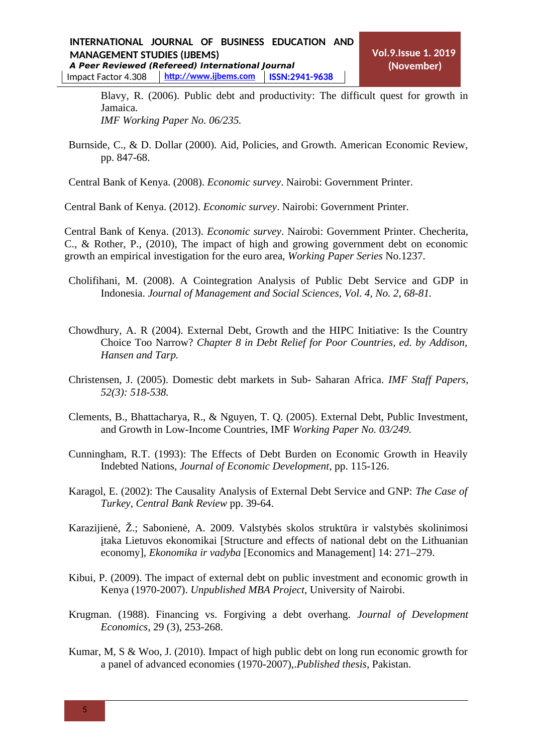Blavy, R. (2006). Public debt and productivity: The difficult quest for growth in Jamaica. *IMF Working Paper No. 06/235.*

Burnside, C., & D. Dollar (2000). Aid, Policies, and Growth. American Economic Review, pp. 847-68.

Central Bank of Kenya. (2008). *Economic survey*. Nairobi: Government Printer.

Central Bank of Kenya. (2012). *Economic survey*. Nairobi: Government Printer.

Central Bank of Kenya. (2013). *Economic survey*. Nairobi: Government Printer. Checherita, C., & Rother, P., (2010), The impact of high and growing government debt on economic growth an empirical investigation for the euro area, *Working Paper Series* No.1237.

Cholifihani, M. (2008). A Cointegration Analysis of Public Debt Service and GDP in Indonesia. *Journal of Management and Social Sciences, Vol. 4, No. 2, 68-81.*

Chowdhury, A. R (2004). External Debt, Growth and the HIPC Initiative: Is the Country Choice Too Narrow? *Chapter 8 in Debt Relief for Poor Countries, ed. by Addison, Hansen and Tarp.*

Christensen, J. (2005). Domestic debt markets in Sub- Saharan Africa. *IMF Staff Papers, 52(3): 518-538.*

Clements, B., Bhattacharya, R., & Nguyen, T. Q. (2005). External Debt, Public Investment, and Growth in Low-Income Countries, IMF *Working Paper No. 03/249.*

Cunningham, R.T. (1993): The Effects of Debt Burden on Economic Growth in Heavily Indebted Nations, *Journal of Economic Development*, pp. 115-126.

Karagol, E. (2002): The Causality Analysis of External Debt Service and GNP: *The Case of Turkey, Central Bank Review* pp. 39-64.

Karazijienė, Ž.; Sabonienė, A. 2009. Valstybės skolos struktūra ir valstybės skolinimosi įtaka Lietuvos ekonomikai [Structure and effects of national debt on the Lithuanian economy], *Ekonomika ir vadyba* [Economics and Management] 14: 271–279.

Kibui, P. (2009). The impact of external debt on public investment and economic growth in Kenya (1970-2007). *Unpublished MBA Project*, University of Nairobi.

Krugman. (1988). Financing vs. Forgiving a debt overhang. *Journal of Development Economics*, 29 (3), 253-268.

Kumar, M, S & Woo, J. (2010). Impact of high public debt on long run economic growth for a panel of advanced economies (1970-2007),.*Published thesis*, Pakistan.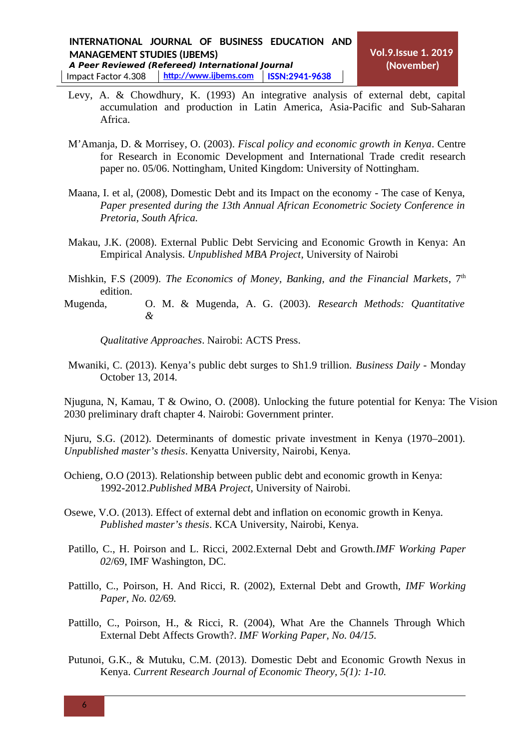Levy, A. & Chowdhury, K. (1993) An integrative analysis of external debt, capital accumulation and production in Latin America, Asia-Pacific and Sub-Saharan Africa.

M'Amanja, D. & Morrisey, O. (2003). *Fiscal policy and economic growth in Kenya*. Centre for Research in Economic Development and International Trade credit research paper no. 05/06. Nottingham, United Kingdom: University of Nottingham.

Maana, I. et al, (2008), Domestic Debt and its Impact on the economy - The case of Kenya, *Paper presented during the 13th Annual African Econometric Society Conference in Pretoria, South Africa.*

Makau, J.K. (2008). External Public Debt Servicing and Economic Growth in Kenya: An Empirical Analysis. *Unpublished MBA Project*, University of Nairobi

Mishkin, F.S (2009). *The Economics of Money, Banking, and the Financial Markets*, 7th edition.

Mugenda, O. M. & Mugenda, A. G. (2003). *Research Methods: Quantitative & Qualitative Approaches*. Nairobi: ACTS Press.

Mwaniki, C. (2013). Kenya's public debt surges to Sh1.9 trillion. *Business Daily* - Monday October 13, 2014.

Njuguna, N, Kamau, T & Owino, O. (2008). Unlocking the future potential for Kenya: The Vision 2030 preliminary draft chapter 4. Nairobi: Government printer.

Njuru, S.G. (2012). Determinants of domestic private investment in Kenya (1970–2001). *Unpublished master's thesis*. Kenyatta University, Nairobi, Kenya.

Ochieng, O.O (2013). Relationship between public debt and economic growth in Kenya: 1992-2012.*Published MBA Project*, University of Nairobi.

Osewe, V.O. (2013). Effect of external debt and inflation on economic growth in Kenya. *Published master's thesis*. KCA University, Nairobi, Kenya.

Patillo, C., H. Poirson and L. Ricci, 2002.External Debt and Growth.*IMF Working Paper 02*/69, IMF Washington, DC.

Pattillo, C., Poirson, H. And Ricci, R. (2002), External Debt and Growth, *IMF Working Paper, No. 02/69.*

Pattillo, C., Poirson, H., & Ricci, R. (2004), What Are the Channels Through Which External Debt Affects Growth?. *IMF Working Paper, No. 04/15.*

Putunoi, G.K., & Mutuku, C.M. (2013). Domestic Debt and Economic Growth Nexus in Kenya. *Current Research Journal of Economic Theory, 5(1): 1-10.*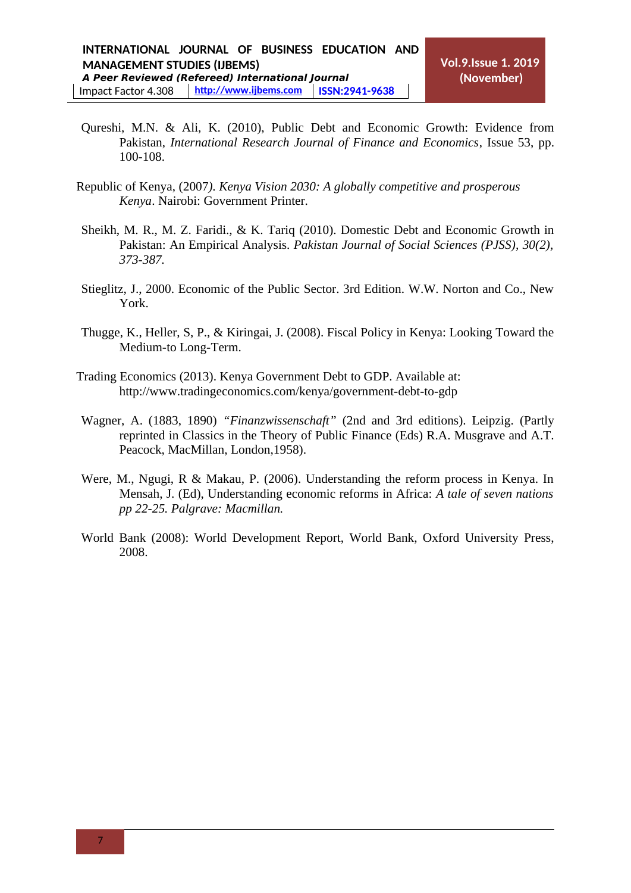Qureshi, M.N. & Ali, K. (2010), Public Debt and Economic Growth: Evidence from Pakistan, *International Research Journal of Finance and Economics*, Issue 53, pp. 100-108.

Republic of Kenya, (2007*). Kenya Vision 2030: A globally competitive and prosperous Kenya*. Nairobi: Government Printer.

Sheikh, M. R., M. Z. Faridi., & K. Tariq (2010). Domestic Debt and Economic Growth in Pakistan: An Empirical Analysis. *Pakistan Journal of Social Sciences (PJSS), 30(2), 373-387.*

Stieglitz, J., 2000. Economic of the Public Sector. 3rd Edition. W.W. Norton and Co., New York.

Thugge, K., Heller, S, P., & Kiringai, J. (2008). Fiscal Policy in Kenya: Looking Toward the Medium-to Long-Term.

Trading Economics (2013). Kenya Government Debt to GDP. Available at: http://www.tradingeconomics.com/kenya/government-debt-to-gdp

Wagner, A. (1883, 1890) *"Finanzwissenschaft"* (2nd and 3rd editions). Leipzig. (Partly reprinted in Classics in the Theory of Public Finance (Eds) R.A. Musgrave and A.T. Peacock, MacMillan, London,1958).

Were, M., Ngugi, R & Makau, P. (2006). Understanding the reform process in Kenya. In Mensah, J. (Ed), Understanding economic reforms in Africa: *A tale of seven nations pp 22-25. Palgrave: Macmillan.*

World Bank (2008): World Development Report, World Bank, Oxford University Press, 2008.